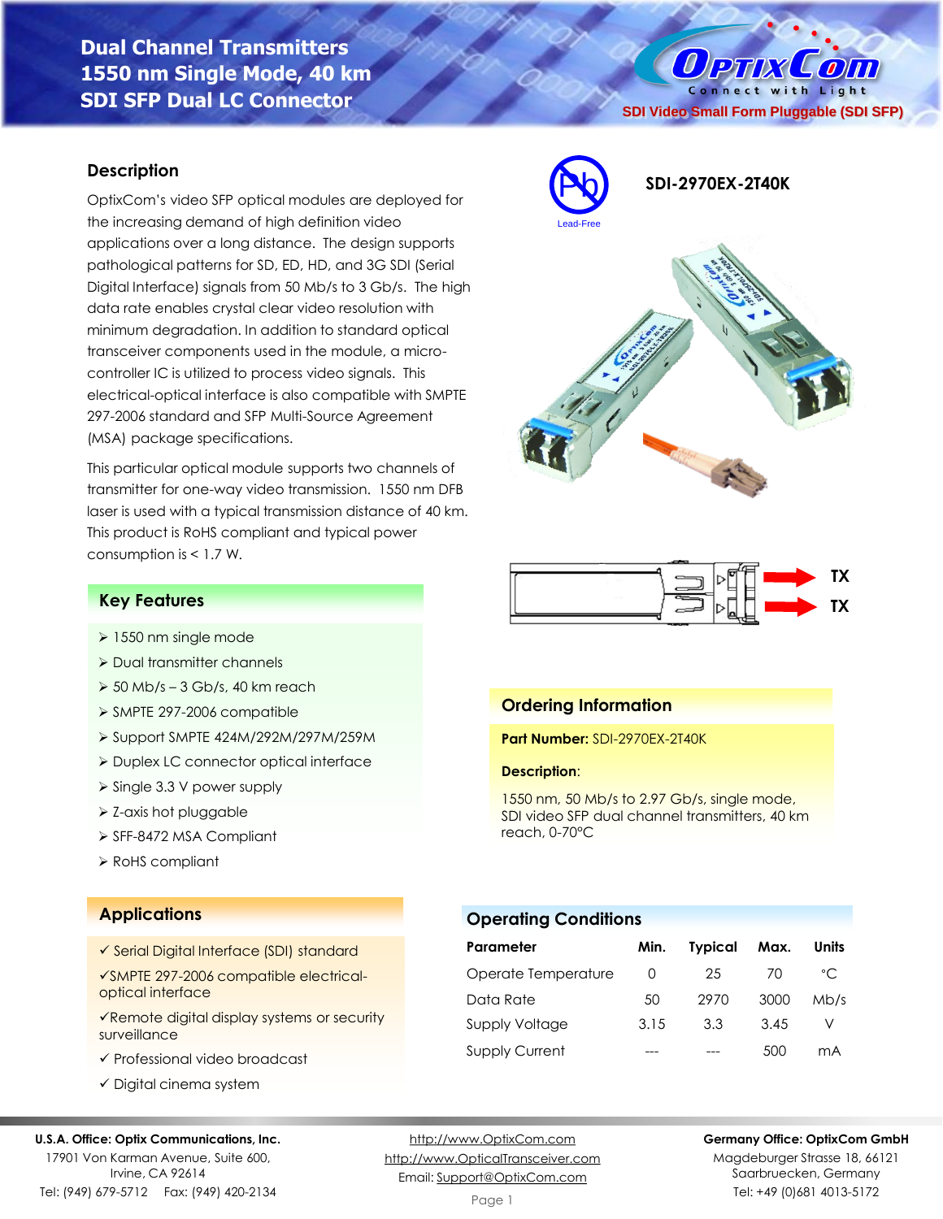# Dual Channel Transmitters
# 1550 nm Single Mode, 40 km
# SDI SFP Dual LC Connector

OptixCom — Connect with Light

SDI Video Small Form Pluggable (SDI SFP)

Lead-Free

**SDI-2970EX-2T40K**

## Description

OptixCom's video SFP optical modules are deployed for the increasing demand of high definition video applications over a long distance. The design supports pathological patterns for SD, ED, HD, and 3G SDI (Serial Digital Interface) signals from 50 Mb/s to 3 Gb/s. The high data rate enables crystal clear video resolution with minimum degradation. In addition to standard optical transceiver components used in the module, a micro-controller IC is utilized to process video signals. This electrical-optical interface is also compatible with SMPTE 297-2006 standard and SFP Multi-Source Agreement (MSA) package specifications.

This particular optical module supports two channels of transmitter for one-way video transmission. 1550 nm DFB laser is used with a typical transmission distance of 40 km. This product is RoHS compliant and typical power consumption is < 1.7 W.

TX

TX

## Key Features

- 1550 nm single mode
- Dual transmitter channels
- 50 Mb/s – 3 Gb/s, 40 km reach
- SMPTE 297-2006 compatible
- Support SMPTE 424M/292M/297M/259M
- Duplex LC connector optical interface
- Single 3.3 V power supply
- Z-axis hot pluggable
- SFF-8472 MSA Compliant
- RoHS compliant

## Ordering Information

**Part Number:** SDI-2970EX-2T40K

**Description**:

1550 nm, 50 Mb/s to 2.97 Gb/s, single mode, SDI video SFP dual channel transmitters, 40 km reach, 0-70°C

## Applications

- ✓ Serial Digital Interface (SDI) standard
- ✓ SMPTE 297-2006 compatible electrical-optical interface
- ✓ Remote digital display systems or security surveillance
- ✓ Professional video broadcast
- ✓ Digital cinema system

## Operating Conditions

| Parameter | Min. | Typical | Max. | Units |
|---|---|---|---|---|
| Operate Temperature | 0 | 25 | 70 | °C |
| Data Rate | 50 | 2970 | 3000 | Mb/s |
| Supply Voltage | 3.15 | 3.3 | 3.45 | V |
| Supply Current | --- | --- | 500 | mA |

**U.S.A. Office: Optix Communications, Inc.**
17901 Von Karman Avenue, Suite 600,
Irvine, CA 92614
Tel: (949) 679-5712 Fax: (949) 420-2134

http://www.OptixCom.com
http://www.OpticalTransceiver.com
Email: Support@OptixCom.com

**Germany Office: OptixCom GmbH**
Magdeburger Strasse 18, 66121
Saarbruecken, Germany
Tel: +49 (0)681 4013-5172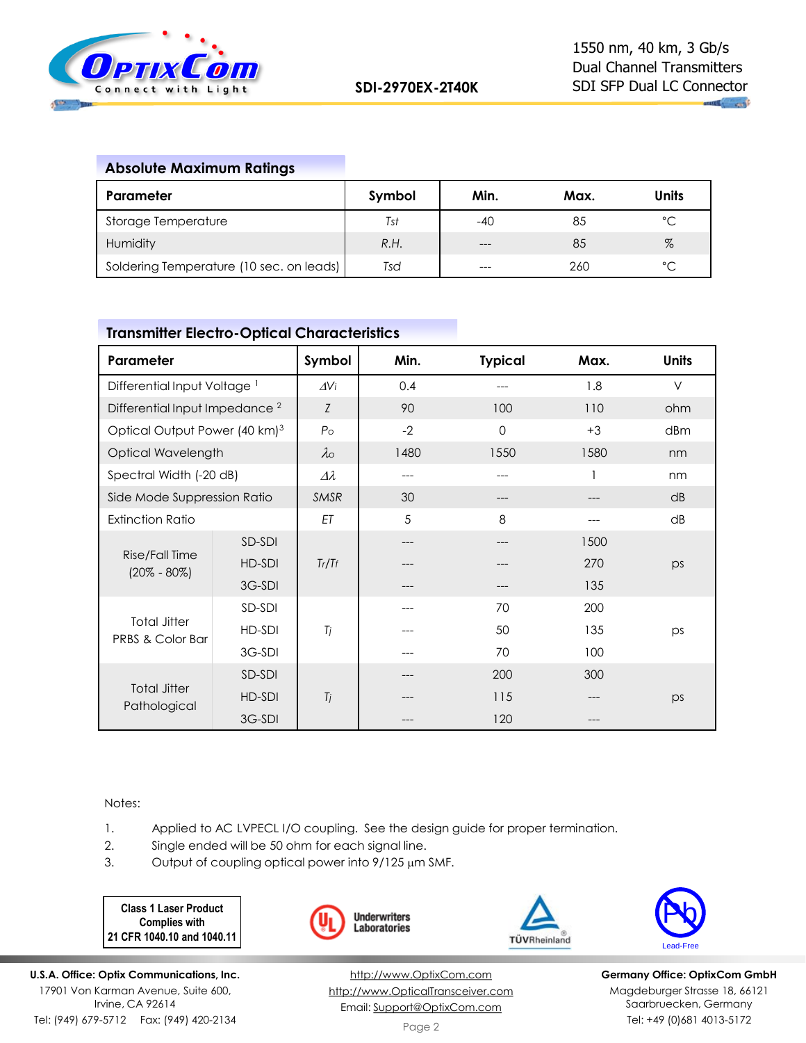## Absolute Maximum Ratings

| Parameter | Symbol | Min. | Max. | Units |
|---|---|---|---|---|
| Storage Temperature | *Tst* | -40 | 85 | °C |
| Humidity | *R.H.* | --- | 85 | % |
| Soldering Temperature (10 sec. on leads) | *Tsd* | --- | 260 | °C |

## Transmitter Electro-Optical Characteristics

| Parameter | | Symbol | Min. | Typical | Max. | Units |
|---|---|---|---|---|---|---|
| Differential Input Voltage [1] | | $\Delta V_i$ | 0.4 | --- | 1.8 | V |
| Differential Input Impedance [2] | | $Z$ | 90 | 100 | 110 | ohm |
| Optical Output Power (40 km)[3] | | $P_o$ | -2 | 0 | +3 | dBm |
| Optical Wavelength | | $\lambda_o$ | 1480 | 1550 | 1580 | nm |
| Spectral Width (-20 dB) | | $\Delta\lambda$ | --- | --- | 1 | nm |
| Side Mode Suppression Ratio | | *SMSR* | 30 | --- | --- | dB |
| Extinction Ratio | | *ET* | 5 | 8 | --- | dB |
| Rise/Fall Time (20% - 80%) | SD-SDI | $T_r/T_f$ | --- | --- | 1500 | ps |
| | HD-SDI | | --- | --- | 270 | |
| | 3G-SDI | | --- | --- | 135 | |
| Total Jitter PRBS & Color Bar | SD-SDI | $T_j$ | --- | 70 | 200 | ps |
| | HD-SDI | | --- | 50 | 135 | |
| | 3G-SDI | | --- | 70 | 100 | |
| Total Jitter Pathological | SD-SDI | $T_j$ | --- | 200 | 300 | ps |
| | HD-SDI | | --- | 115 | --- | |
| | 3G-SDI | | --- | 120 | --- | |

Notes:

1. Applied to AC LVPECL I/O coupling. See the design guide for proper termination.
2. Single ended will be 50 ohm for each signal line.
3. Output of coupling optical power into 9/125 µm SMF.

**Class 1 Laser Product Complies with 21 CFR 1040.10 and 1040.11**

Underwriters Laboratories

TÜVRheinland

Lead-Free

**U.S.A. Office: Optix Communications, Inc.**
17901 Von Karman Avenue, Suite 600,
Irvine, CA 92614
Tel: (949) 679-5712 Fax: (949) 420-2134

http://www.OptixCom.com
http://www.OpticalTransceiver.com
Email: Support@OptixCom.com

**Germany Office: OptixCom GmbH**
Magdeburger Strasse 18, 66121
Saarbruecken, Germany
Tel: +49 (0)681 4013-5172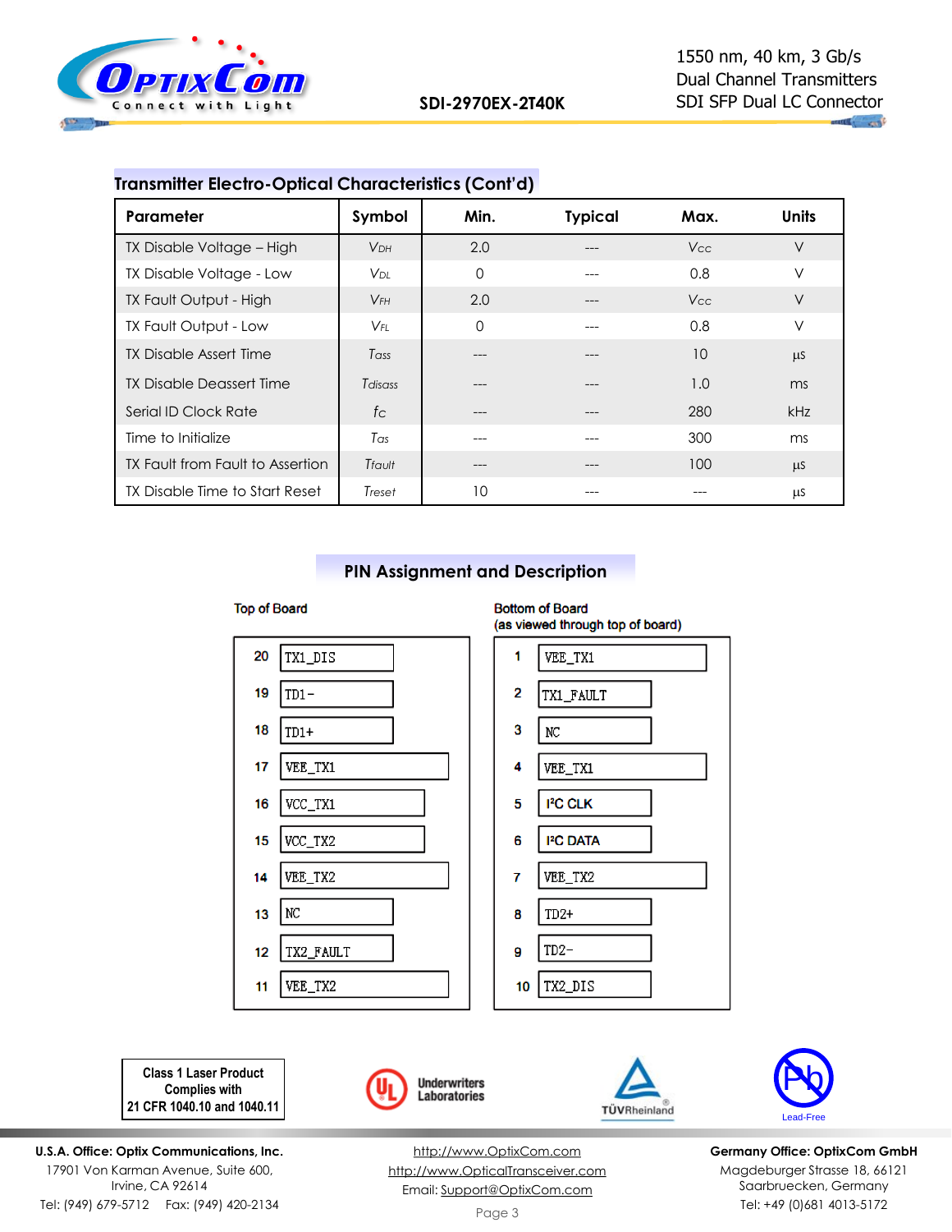## Transmitter Electro-Optical Characteristics (Cont'd)

| Parameter | Symbol | Min. | Typical | Max. | Units |
|---|---|---|---|---|---|
| TX Disable Voltage – High | $V_{DH}$ | 2.0 | --- | $V_{CC}$ | V |
| TX Disable Voltage - Low | $V_{DL}$ | 0 | --- | 0.8 | V |
| TX Fault Output - High | $V_{FH}$ | 2.0 | --- | $V_{CC}$ | V |
| TX Fault Output - Low | $V_{FL}$ | 0 | --- | 0.8 | V |
| TX Disable Assert Time | $T_{ass}$ | --- | --- | 10 | µs |
| TX Disable Deassert Time | $T_{disass}$ | --- | --- | 1.0 | ms |
| Serial ID Clock Rate | $f_C$ | --- | --- | 280 | kHz |
| Time to Initialize | $T_{as}$ | --- | --- | 300 | ms |
| TX Fault from Fault to Assertion | $T_{fault}$ | --- | --- | 100 | µs |
| TX Disable Time to Start Reset | $T_{reset}$ | 10 | --- | --- | µs |

## PIN Assignment and Description

| Top of Board | | Bottom of Board (as viewed through top of board) | |
|---|---|---|---|
| 20 | TX1_DIS | 1 | VEE_TX1 |
| 19 | TD1- | 2 | TX1_FAULT |
| 18 | TD1+ | 3 | NC |
| 17 | VEE_TX1 | 4 | VEE_TX1 |
| 16 | VCC_TX1 | 5 | I²C CLK |
| 15 | VCC_TX2 | 6 | I²C DATA |
| 14 | VEE_TX2 | 7 | VEE_TX2 |
| 13 | NC | 8 | TD2+ |
| 12 | TX2_FAULT | 9 | TD2- |
| 11 | VEE_TX2 | 10 | TX2_DIS |

Class 1 Laser Product Complies with 21 CFR 1040.10 and 1040.11

Underwriters Laboratories

TÜVRheinland

Lead-Free

**U.S.A. Office: Optix Communications, Inc.**
17901 Von Karman Avenue, Suite 600,
Irvine, CA 92614
Tel: (949) 679-5712 Fax: (949) 420-2134

http://www.OptixCom.com
http://www.OpticalTransceiver.com
Email: Support@OptixCom.com

**Germany Office: OptixCom GmbH**
Magdeburger Strasse 18, 66121
Saarbruecken, Germany
Tel: +49 (0)681 4013-5172